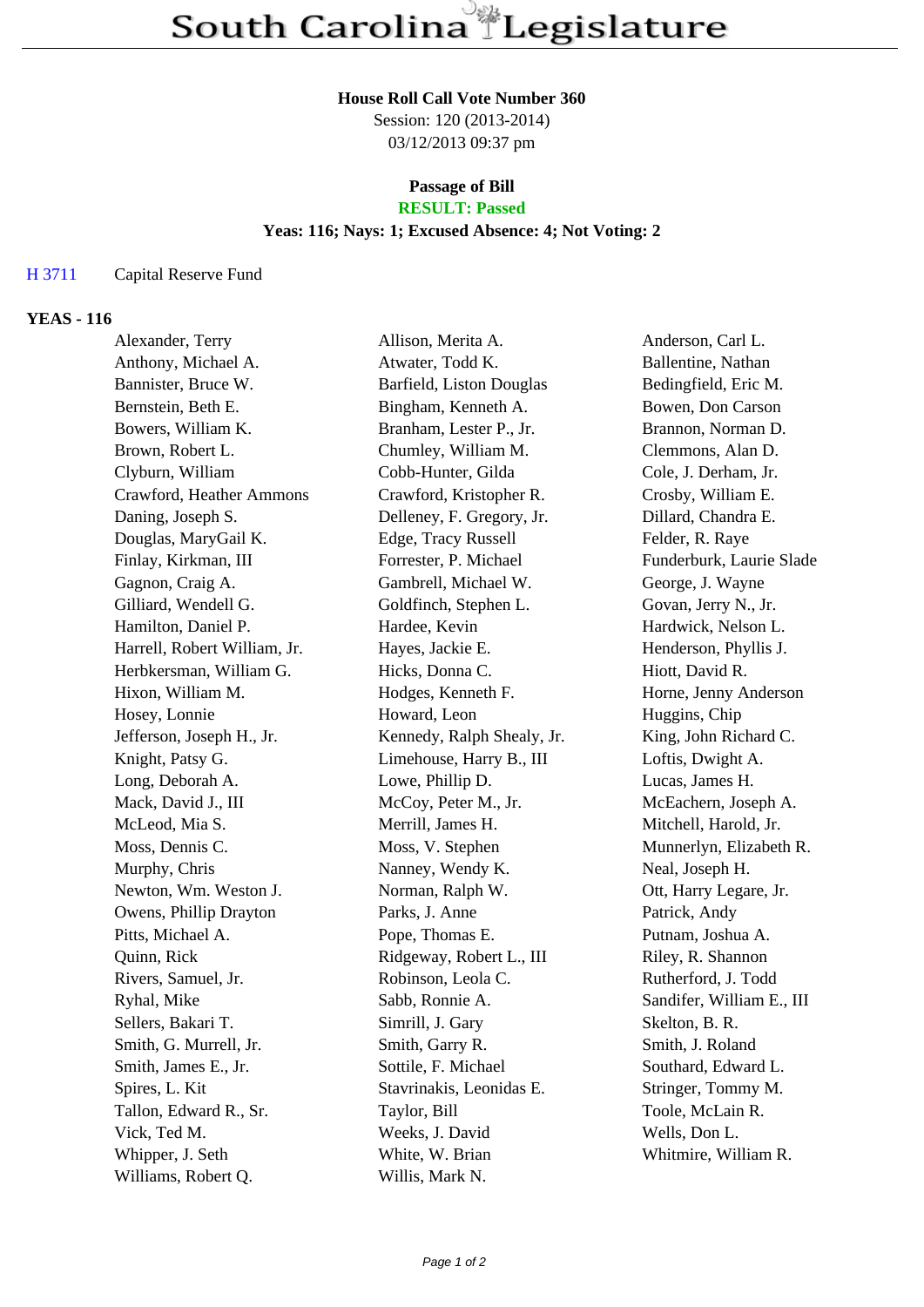# South Carolina Legislature

**House Roll Call Vote Number 360**
Session: 120 (2013-2014)
03/12/2013 09:37 pm

**Passage of Bill**
**RESULT: Passed**
**Yeas: 116; Nays: 1; Excused Absence: 4; Not Voting: 2**

H 3711 Capital Reserve Fund

## YEAS - 116

| | | |
|---|---|---|
| Alexander, Terry | Allison, Merita A. | Anderson, Carl L. |
| Anthony, Michael A. | Atwater, Todd K. | Ballentine, Nathan |
| Bannister, Bruce W. | Barfield, Liston Douglas | Bedingfield, Eric M. |
| Bernstein, Beth E. | Bingham, Kenneth A. | Bowen, Don Carson |
| Bowers, William K. | Branham, Lester P., Jr. | Brannon, Norman D. |
| Brown, Robert L. | Chumley, William M. | Clemmons, Alan D. |
| Clyburn, William | Cobb-Hunter, Gilda | Cole, J. Derham, Jr. |
| Crawford, Heather Ammons | Crawford, Kristopher R. | Crosby, William E. |
| Daning, Joseph S. | Delleney, F. Gregory, Jr. | Dillard, Chandra E. |
| Douglas, MaryGail K. | Edge, Tracy Russell | Felder, R. Raye |
| Finlay, Kirkman, III | Forrester, P. Michael | Funderburk, Laurie Slade |
| Gagnon, Craig A. | Gambrell, Michael W. | George, J. Wayne |
| Gilliard, Wendell G. | Goldfinch, Stephen L. | Govan, Jerry N., Jr. |
| Hamilton, Daniel P. | Hardee, Kevin | Hardwick, Nelson L. |
| Harrell, Robert William, Jr. | Hayes, Jackie E. | Henderson, Phyllis J. |
| Herbkersman, William G. | Hicks, Donna C. | Hiott, David R. |
| Hixon, William M. | Hodges, Kenneth F. | Horne, Jenny Anderson |
| Hosey, Lonnie | Howard, Leon | Huggins, Chip |
| Jefferson, Joseph H., Jr. | Kennedy, Ralph Shealy, Jr. | King, John Richard C. |
| Knight, Patsy G. | Limehouse, Harry B., III | Loftis, Dwight A. |
| Long, Deborah A. | Lowe, Phillip D. | Lucas, James H. |
| Mack, David J., III | McCoy, Peter M., Jr. | McEachern, Joseph A. |
| McLeod, Mia S. | Merrill, James H. | Mitchell, Harold, Jr. |
| Moss, Dennis C. | Moss, V. Stephen | Munnerlyn, Elizabeth R. |
| Murphy, Chris | Nanney, Wendy K. | Neal, Joseph H. |
| Newton, Wm. Weston J. | Norman, Ralph W. | Ott, Harry Legare, Jr. |
| Owens, Phillip Drayton | Parks, J. Anne | Patrick, Andy |
| Pitts, Michael A. | Pope, Thomas E. | Putnam, Joshua A. |
| Quinn, Rick | Ridgeway, Robert L., III | Riley, R. Shannon |
| Rivers, Samuel, Jr. | Robinson, Leola C. | Rutherford, J. Todd |
| Ryhal, Mike | Sabb, Ronnie A. | Sandifer, William E., III |
| Sellers, Bakari T. | Simrill, J. Gary | Skelton, B. R. |
| Smith, G. Murrell, Jr. | Smith, Garry R. | Smith, J. Roland |
| Smith, James E., Jr. | Sottile, F. Michael | Southard, Edward L. |
| Spires, L. Kit | Stavrinakis, Leonidas E. | Stringer, Tommy M. |
| Tallon, Edward R., Sr. | Taylor, Bill | Toole, McLain R. |
| Vick, Ted M. | Weeks, J. David | Wells, Don L. |
| Whipper, J. Seth | White, W. Brian | Whitmire, William R. |
| Williams, Robert Q. | Willis, Mark N. | |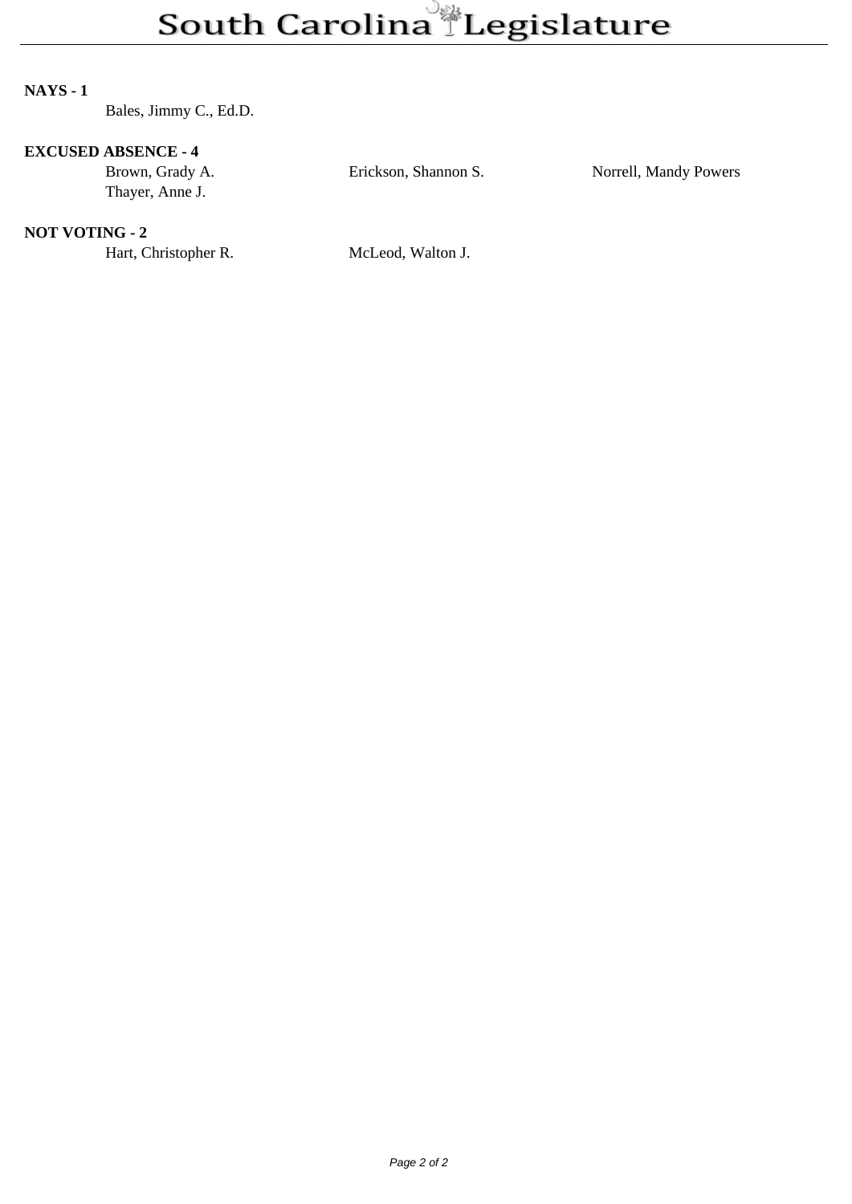**NAYS - 1**

Bales, Jimmy C., Ed.D.

**EXCUSED ABSENCE - 4**

Brown, Grady A.
Erickson, Shannon S.
Norrell, Mandy Powers
Thayer, Anne J.

**NOT VOTING - 2**

Hart, Christopher R.
McLeod, Walton J.